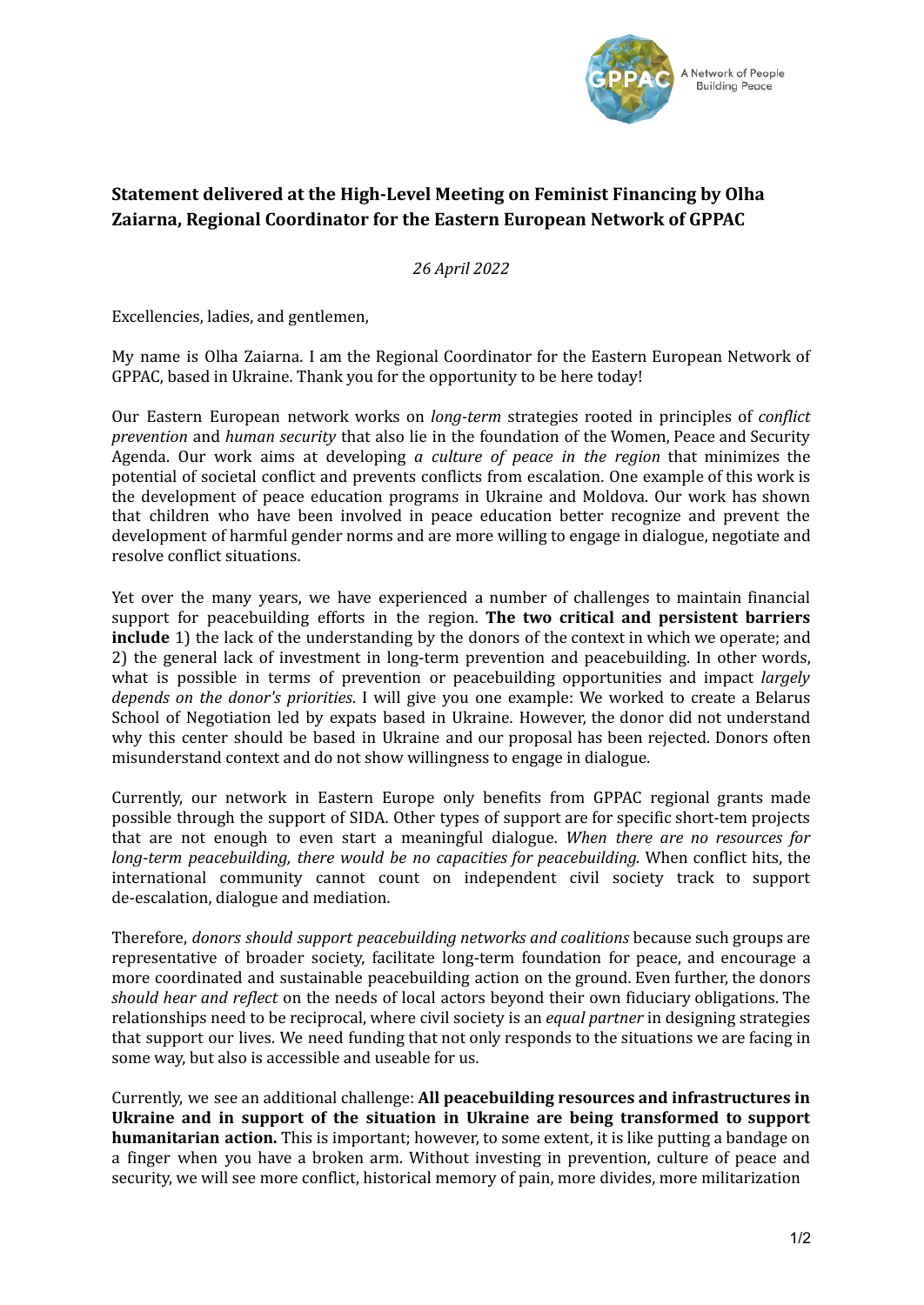**Statement delivered at the High-Level Meeting on Feminist Financing by Olha Zaiarna, Regional Coordinator for the Eastern European Network of GPPAC**

*26 April 2022*

Excellencies, ladies, and gentlemen,

My name is Olha Zaiarna. I am the Regional Coordinator for the Eastern European Network of GPPAC, based in Ukraine. Thank you for the opportunity to be here today!

Our Eastern European network works on *long-term* strategies rooted in principles of *conflict prevention* and *human security* that also lie in the foundation of the Women, Peace and Security Agenda. Our work aims at developing *a culture of peace in the region* that minimizes the potential of societal conflict and prevents conflicts from escalation. One example of this work is the development of peace education programs in Ukraine and Moldova. Our work has shown that children who have been involved in peace education better recognize and prevent the development of harmful gender norms and are more willing to engage in dialogue, negotiate and resolve conflict situations.

Yet over the many years, we have experienced a number of challenges to maintain financial support for peacebuilding efforts in the region. **The two critical and persistent barriers include** 1) the lack of the understanding by the donors of the context in which we operate; and 2) the general lack of investment in long-term prevention and peacebuilding. In other words, what is possible in terms of prevention or peacebuilding opportunities and impact *largely depends on the donor's priorities*. I will give you one example: We worked to create a Belarus School of Negotiation led by expats based in Ukraine. However, the donor did not understand why this center should be based in Ukraine and our proposal has been rejected. Donors often misunderstand context and do not show willingness to engage in dialogue.

Currently, our network in Eastern Europe only benefits from GPPAC regional grants made possible through the support of SIDA. Other types of support are for specific short-tem projects that are not enough to even start a meaningful dialogue. *When there are no resources for long-term peacebuilding, there would be no capacities for peacebuilding.* When conflict hits, the international community cannot count on independent civil society track to support de-escalation, dialogue and mediation.

Therefore, *donors should support peacebuilding networks and coalitions* because such groups are representative of broader society, facilitate long-term foundation for peace, and encourage a more coordinated and sustainable peacebuilding action on the ground. Even further, the donors *should hear and reflect* on the needs of local actors beyond their own fiduciary obligations. The relationships need to be reciprocal, where civil society is an *equal partner* in designing strategies that support our lives. We need funding that not only responds to the situations we are facing in some way, but also is accessible and useable for us.

Currently, we see an additional challenge: **All peacebuilding resources and infrastructures in Ukraine and in support of the situation in Ukraine are being transformed to support humanitarian action.** This is important; however, to some extent, it is like putting a bandage on a finger when you have a broken arm. Without investing in prevention, culture of peace and security, we will see more conflict, historical memory of pain, more divides, more militarization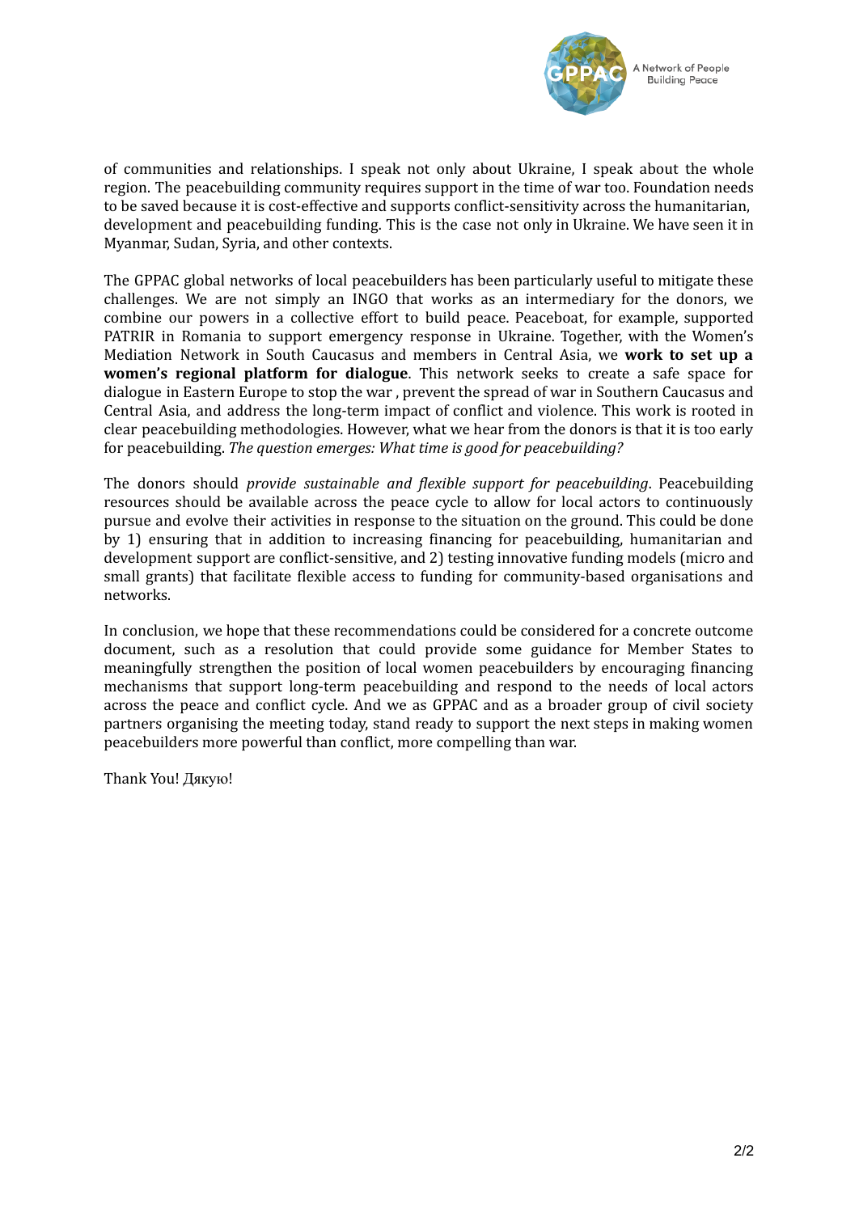of communities and relationships. I speak not only about Ukraine, I speak about the whole region. The peacebuilding community requires support in the time of war too. Foundation needs to be saved because it is cost-effective and supports conflict-sensitivity across the humanitarian, development and peacebuilding funding. This is the case not only in Ukraine. We have seen it in Myanmar, Sudan, Syria, and other contexts.

The GPPAC global networks of local peacebuilders has been particularly useful to mitigate these challenges. We are not simply an INGO that works as an intermediary for the donors, we combine our powers in a collective effort to build peace. Peaceboat, for example, supported PATRIR in Romania to support emergency response in Ukraine. Together, with the Women's Mediation Network in South Caucasus and members in Central Asia, we **work to set up a women's regional platform for dialogue**. This network seeks to create a safe space for dialogue in Eastern Europe to stop the war , prevent the spread of war in Southern Caucasus and Central Asia, and address the long-term impact of conflict and violence. This work is rooted in clear peacebuilding methodologies. However, what we hear from the donors is that it is too early for peacebuilding. *The question emerges: What time is good for peacebuilding?*

The donors should *provide sustainable and flexible support for peacebuilding*. Peacebuilding resources should be available across the peace cycle to allow for local actors to continuously pursue and evolve their activities in response to the situation on the ground. This could be done by 1) ensuring that in addition to increasing financing for peacebuilding, humanitarian and development support are conflict-sensitive, and 2) testing innovative funding models (micro and small grants) that facilitate flexible access to funding for community-based organisations and networks.

In conclusion, we hope that these recommendations could be considered for a concrete outcome document, such as a resolution that could provide some guidance for Member States to meaningfully strengthen the position of local women peacebuilders by encouraging financing mechanisms that support long-term peacebuilding and respond to the needs of local actors across the peace and conflict cycle. And we as GPPAC and as a broader group of civil society partners organising the meeting today, stand ready to support the next steps in making women peacebuilders more powerful than conflict, more compelling than war.

Thank You! Дякую!